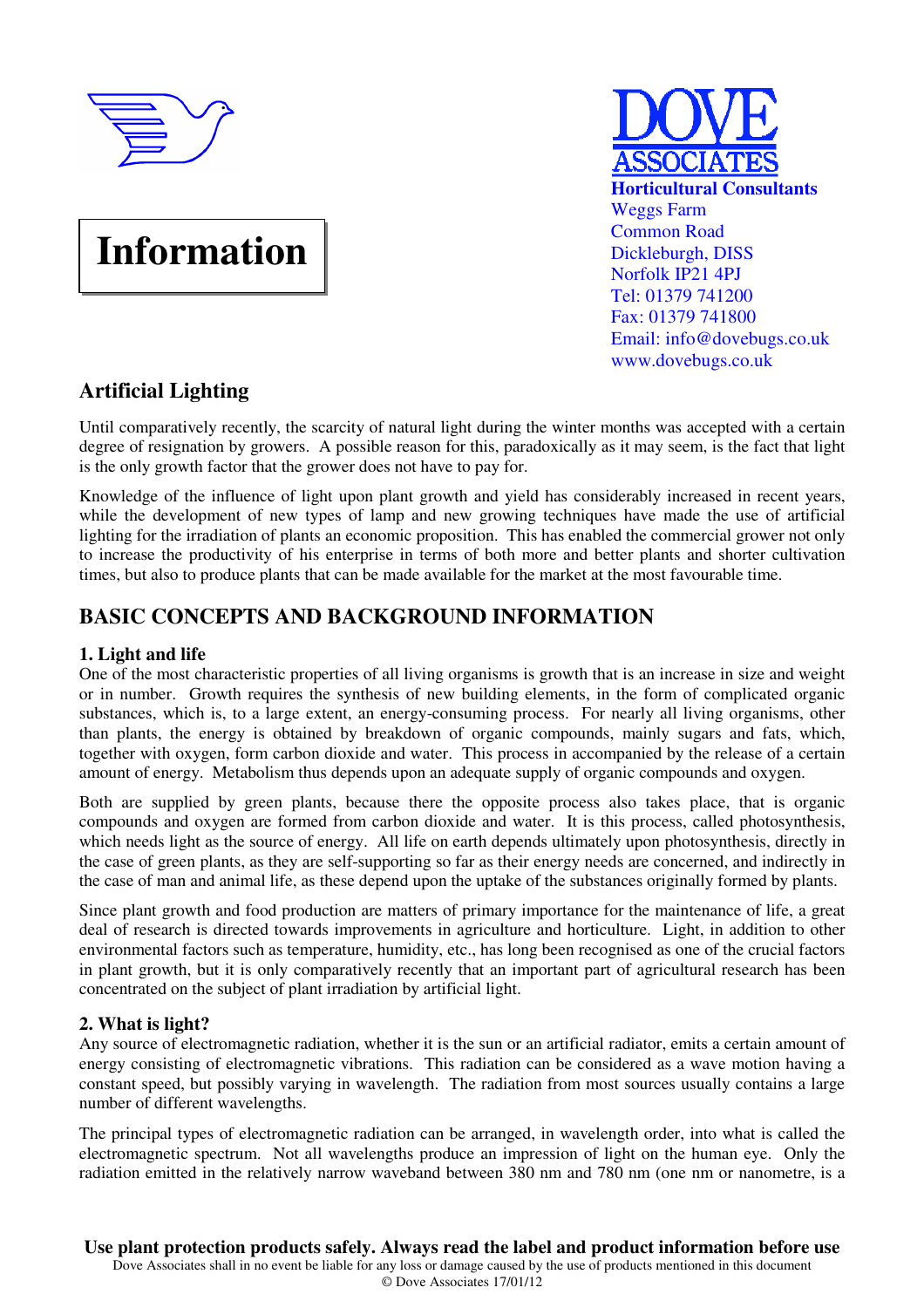# Information

**DOVE ASSOCIATES**
**Horticultural Consultants**
Weggs Farm
Common Road
Dickleburgh, DISS
Norfolk IP21 4PJ
Tel: 01379 741200
Fax: 01379 741800
Email: info@dovebugs.co.uk
www.dovebugs.co.uk

## Artificial Lighting

Until comparatively recently, the scarcity of natural light during the winter months was accepted with a certain degree of resignation by growers. A possible reason for this, paradoxically as it may seem, is the fact that light is the only growth factor that the grower does not have to pay for.

Knowledge of the influence of light upon plant growth and yield has considerably increased in recent years, while the development of new types of lamp and new growing techniques have made the use of artificial lighting for the irradiation of plants an economic proposition. This has enabled the commercial grower not only to increase the productivity of his enterprise in terms of both more and better plants and shorter cultivation times, but also to produce plants that can be made available for the market at the most favourable time.

## BASIC CONCEPTS AND BACKGROUND INFORMATION

### 1. Light and life

One of the most characteristic properties of all living organisms is growth that is an increase in size and weight or in number. Growth requires the synthesis of new building elements, in the form of complicated organic substances, which is, to a large extent, an energy-consuming process. For nearly all living organisms, other than plants, the energy is obtained by breakdown of organic compounds, mainly sugars and fats, which, together with oxygen, form carbon dioxide and water. This process in accompanied by the release of a certain amount of energy. Metabolism thus depends upon an adequate supply of organic compounds and oxygen.

Both are supplied by green plants, because there the opposite process also takes place, that is organic compounds and oxygen are formed from carbon dioxide and water. It is this process, called photosynthesis, which needs light as the source of energy. All life on earth depends ultimately upon photosynthesis, directly in the case of green plants, as they are self-supporting so far as their energy needs are concerned, and indirectly in the case of man and animal life, as these depend upon the uptake of the substances originally formed by plants.

Since plant growth and food production are matters of primary importance for the maintenance of life, a great deal of research is directed towards improvements in agriculture and horticulture. Light, in addition to other environmental factors such as temperature, humidity, etc., has long been recognised as one of the crucial factors in plant growth, but it is only comparatively recently that an important part of agricultural research has been concentrated on the subject of plant irradiation by artificial light.

### 2. What is light?

Any source of electromagnetic radiation, whether it is the sun or an artificial radiator, emits a certain amount of energy consisting of electromagnetic vibrations. This radiation can be considered as a wave motion having a constant speed, but possibly varying in wavelength. The radiation from most sources usually contains a large number of different wavelengths.

The principal types of electromagnetic radiation can be arranged, in wavelength order, into what is called the electromagnetic spectrum. Not all wavelengths produce an impression of light on the human eye. Only the radiation emitted in the relatively narrow waveband between 380 nm and 780 nm (one nm or nanometre, is a

**Use plant protection products safely. Always read the label and product information before use**
Dove Associates shall in no event be liable for any loss or damage caused by the use of products mentioned in this document
© Dove Associates 17/01/12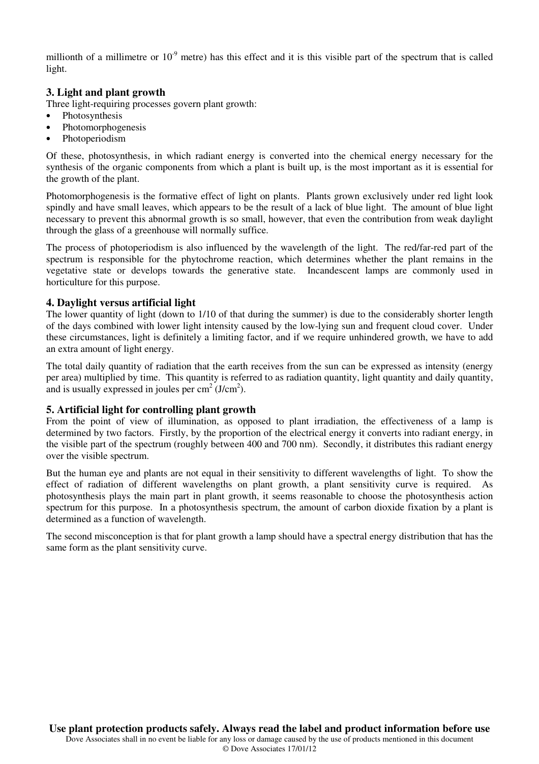millionth of a millimetre or $10^{-9}$ metre) has this effect and it is this visible part of the spectrum that is called light.

### 3. Light and plant growth

Three light-requiring processes govern plant growth:

- Photosynthesis
- Photomorphogenesis
- Photoperiodism

Of these, photosynthesis, in which radiant energy is converted into the chemical energy necessary for the synthesis of the organic components from which a plant is built up, is the most important as it is essential for the growth of the plant.

Photomorphogenesis is the formative effect of light on plants. Plants grown exclusively under red light look spindly and have small leaves, which appears to be the result of a lack of blue light. The amount of blue light necessary to prevent this abnormal growth is so small, however, that even the contribution from weak daylight through the glass of a greenhouse will normally suffice.

The process of photoperiodism is also influenced by the wavelength of the light. The red/far-red part of the spectrum is responsible for the phytochrome reaction, which determines whether the plant remains in the vegetative state or develops towards the generative state. Incandescent lamps are commonly used in horticulture for this purpose.

### 4. Daylight versus artificial light

The lower quantity of light (down to 1/10 of that during the summer) is due to the considerably shorter length of the days combined with lower light intensity caused by the low-lying sun and frequent cloud cover. Under these circumstances, light is definitely a limiting factor, and if we require unhindered growth, we have to add an extra amount of light energy.

The total daily quantity of radiation that the earth receives from the sun can be expressed as intensity (energy per area) multiplied by time. This quantity is referred to as radiation quantity, light quantity and daily quantity, and is usually expressed in joules per $cm^2$ ($J/cm^2$).

### 5. Artificial light for controlling plant growth

From the point of view of illumination, as opposed to plant irradiation, the effectiveness of a lamp is determined by two factors. Firstly, by the proportion of the electrical energy it converts into radiant energy, in the visible part of the spectrum (roughly between 400 and 700 nm). Secondly, it distributes this radiant energy over the visible spectrum.

But the human eye and plants are not equal in their sensitivity to different wavelengths of light. To show the effect of radiation of different wavelengths on plant growth, a plant sensitivity curve is required. As photosynthesis plays the main part in plant growth, it seems reasonable to choose the photosynthesis action spectrum for this purpose. In a photosynthesis spectrum, the amount of carbon dioxide fixation by a plant is determined as a function of wavelength.

The second misconception is that for plant growth a lamp should have a spectral energy distribution that has the same form as the plant sensitivity curve.

**Use plant protection products safely. Always read the label and product information before use**

Dove Associates shall in no event be liable for any loss or damage caused by the use of products mentioned in this document

© Dove Associates 17/01/12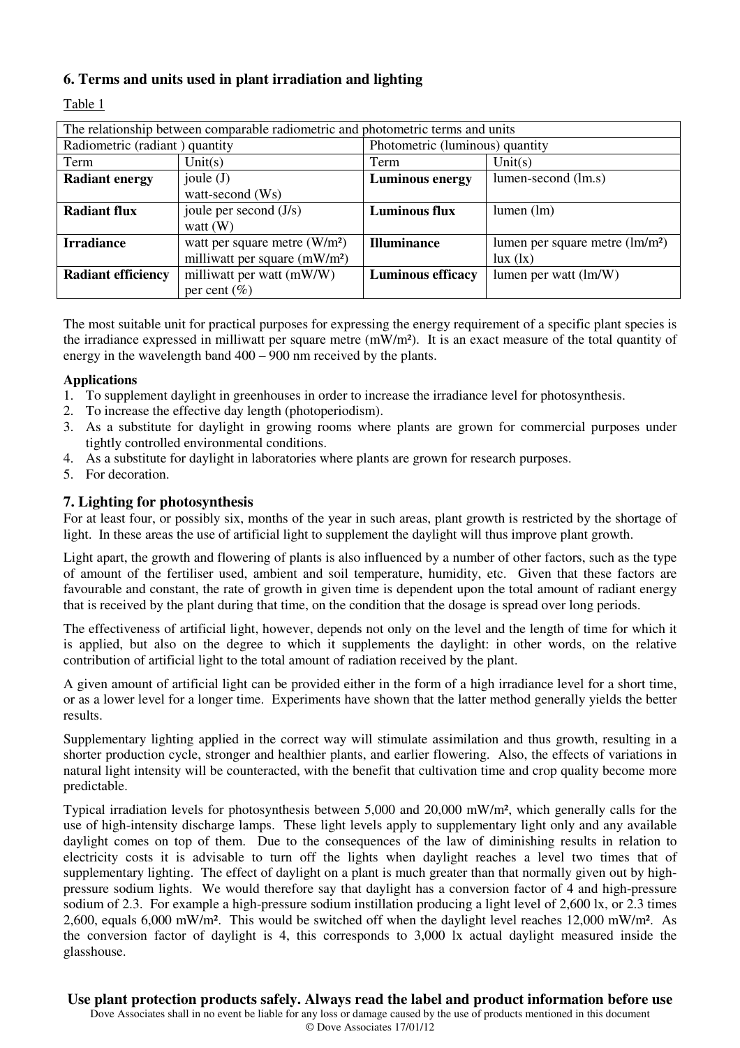## 6. Terms and units used in plant irradiation and lighting

Table 1

| The relationship between comparable radiometric and photometric terms and units | | | |
|---|---|---|---|
| Radiometric (radiant ) quantity | | Photometric (luminous) quantity | |
| Term | Unit(s) | Term | Unit(s) |
| **Radiant energy** | joule (J)<br>watt-second (Ws) | **Luminous energy** | lumen-second (lm.s) |
| **Radiant flux** | joule per second (J/s)<br>watt (W) | **Luminous flux** | lumen (lm) |
| **Irradiance** | watt per square metre (W/m²)<br>milliwatt per square (mW/m²) | **Illuminance** | lumen per square metre (lm/m²)<br>lux (lx) |
| **Radiant efficiency** | milliwatt per watt (mW/W)<br>per cent (%) | **Luminous efficacy** | lumen per watt (lm/W) |

The most suitable unit for practical purposes for expressing the energy requirement of a specific plant species is the irradiance expressed in milliwatt per square metre (mW/m²). It is an exact measure of the total quantity of energy in the wavelength band 400 – 900 nm received by the plants.

**Applications**

1. To supplement daylight in greenhouses in order to increase the irradiance level for photosynthesis.
2. To increase the effective day length (photoperiodism).
3. As a substitute for daylight in growing rooms where plants are grown for commercial purposes under tightly controlled environmental conditions.
4. As a substitute for daylight in laboratories where plants are grown for research purposes.
5. For decoration.

## 7. Lighting for photosynthesis

For at least four, or possibly six, months of the year in such areas, plant growth is restricted by the shortage of light. In these areas the use of artificial light to supplement the daylight will thus improve plant growth.

Light apart, the growth and flowering of plants is also influenced by a number of other factors, such as the type of amount of the fertiliser used, ambient and soil temperature, humidity, etc. Given that these factors are favourable and constant, the rate of growth in given time is dependent upon the total amount of radiant energy that is received by the plant during that time, on the condition that the dosage is spread over long periods.

The effectiveness of artificial light, however, depends not only on the level and the length of time for which it is applied, but also on the degree to which it supplements the daylight: in other words, on the relative contribution of artificial light to the total amount of radiation received by the plant.

A given amount of artificial light can be provided either in the form of a high irradiance level for a short time, or as a lower level for a longer time. Experiments have shown that the latter method generally yields the better results.

Supplementary lighting applied in the correct way will stimulate assimilation and thus growth, resulting in a shorter production cycle, stronger and healthier plants, and earlier flowering. Also, the effects of variations in natural light intensity will be counteracted, with the benefit that cultivation time and crop quality become more predictable.

Typical irradiation levels for photosynthesis between 5,000 and 20,000 mW/m², which generally calls for the use of high-intensity discharge lamps. These light levels apply to supplementary light only and any available daylight comes on top of them. Due to the consequences of the law of diminishing results in relation to electricity costs it is advisable to turn off the lights when daylight reaches a level two times that of supplementary lighting. The effect of daylight on a plant is much greater than that normally given out by high-pressure sodium lights. We would therefore say that daylight has a conversion factor of 4 and high-pressure sodium of 2.3. For example a high-pressure sodium instillation producing a light level of 2,600 lx, or 2.3 times 2,600, equals 6,000 mW/m². This would be switched off when the daylight level reaches 12,000 mW/m². As the conversion factor of daylight is 4, this corresponds to 3,000 lx actual daylight measured inside the glasshouse.

**Use plant protection products safely. Always read the label and product information before use**

Dove Associates shall in no event be liable for any loss or damage caused by the use of products mentioned in this document

© Dove Associates 17/01/12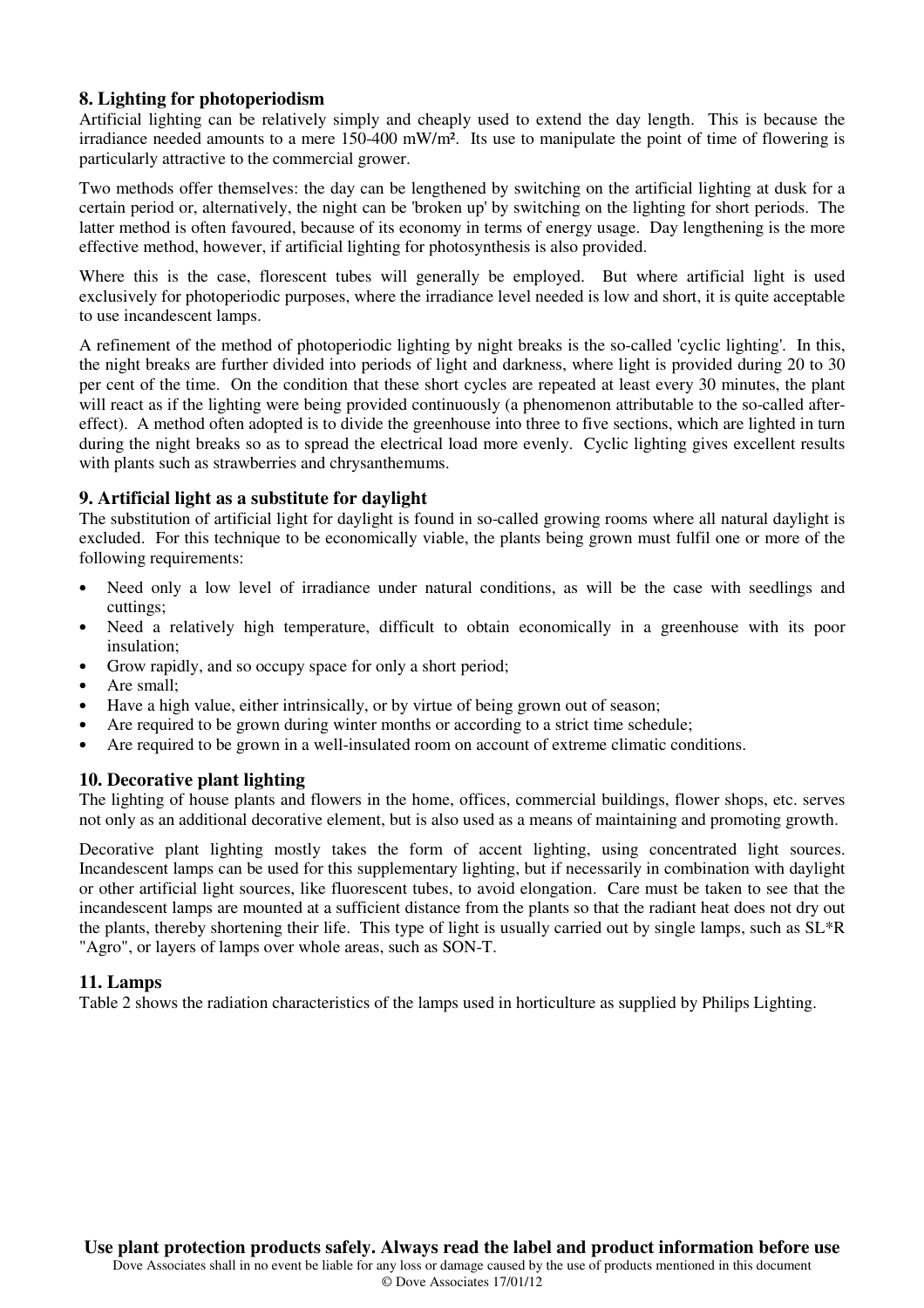### 8. Lighting for photoperiodism

Artificial lighting can be relatively simply and cheaply used to extend the day length. This is because the irradiance needed amounts to a mere 150-400 mW/m². Its use to manipulate the point of time of flowering is particularly attractive to the commercial grower.

Two methods offer themselves: the day can be lengthened by switching on the artificial lighting at dusk for a certain period or, alternatively, the night can be 'broken up' by switching on the lighting for short periods. The latter method is often favoured, because of its economy in terms of energy usage. Day lengthening is the more effective method, however, if artificial lighting for photosynthesis is also provided.

Where this is the case, florescent tubes will generally be employed. But where artificial light is used exclusively for photoperiodic purposes, where the irradiance level needed is low and short, it is quite acceptable to use incandescent lamps.

A refinement of the method of photoperiodic lighting by night breaks is the so-called 'cyclic lighting'. In this, the night breaks are further divided into periods of light and darkness, where light is provided during 20 to 30 per cent of the time. On the condition that these short cycles are repeated at least every 30 minutes, the plant will react as if the lighting were being provided continuously (a phenomenon attributable to the so-called after-effect). A method often adopted is to divide the greenhouse into three to five sections, which are lighted in turn during the night breaks so as to spread the electrical load more evenly. Cyclic lighting gives excellent results with plants such as strawberries and chrysanthemums.

### 9. Artificial light as a substitute for daylight

The substitution of artificial light for daylight is found in so-called growing rooms where all natural daylight is excluded. For this technique to be economically viable, the plants being grown must fulfil one or more of the following requirements:

- Need only a low level of irradiance under natural conditions, as will be the case with seedlings and cuttings;
- Need a relatively high temperature, difficult to obtain economically in a greenhouse with its poor insulation;
- Grow rapidly, and so occupy space for only a short period;
- Are small;
- Have a high value, either intrinsically, or by virtue of being grown out of season;
- Are required to be grown during winter months or according to a strict time schedule;
- Are required to be grown in a well-insulated room on account of extreme climatic conditions.

### 10. Decorative plant lighting

The lighting of house plants and flowers in the home, offices, commercial buildings, flower shops, etc. serves not only as an additional decorative element, but is also used as a means of maintaining and promoting growth.

Decorative plant lighting mostly takes the form of accent lighting, using concentrated light sources. Incandescent lamps can be used for this supplementary lighting, but if necessarily in combination with daylight or other artificial light sources, like fluorescent tubes, to avoid elongation. Care must be taken to see that the incandescent lamps are mounted at a sufficient distance from the plants so that the radiant heat does not dry out the plants, thereby shortening their life. This type of light is usually carried out by single lamps, such as SL*R "Agro", or layers of lamps over whole areas, such as SON-T.

### 11. Lamps

Table 2 shows the radiation characteristics of the lamps used in horticulture as supplied by Philips Lighting.

**Use plant protection products safely. Always read the label and product information before use**

Dove Associates shall in no event be liable for any loss or damage caused by the use of products mentioned in this document

© Dove Associates 17/01/12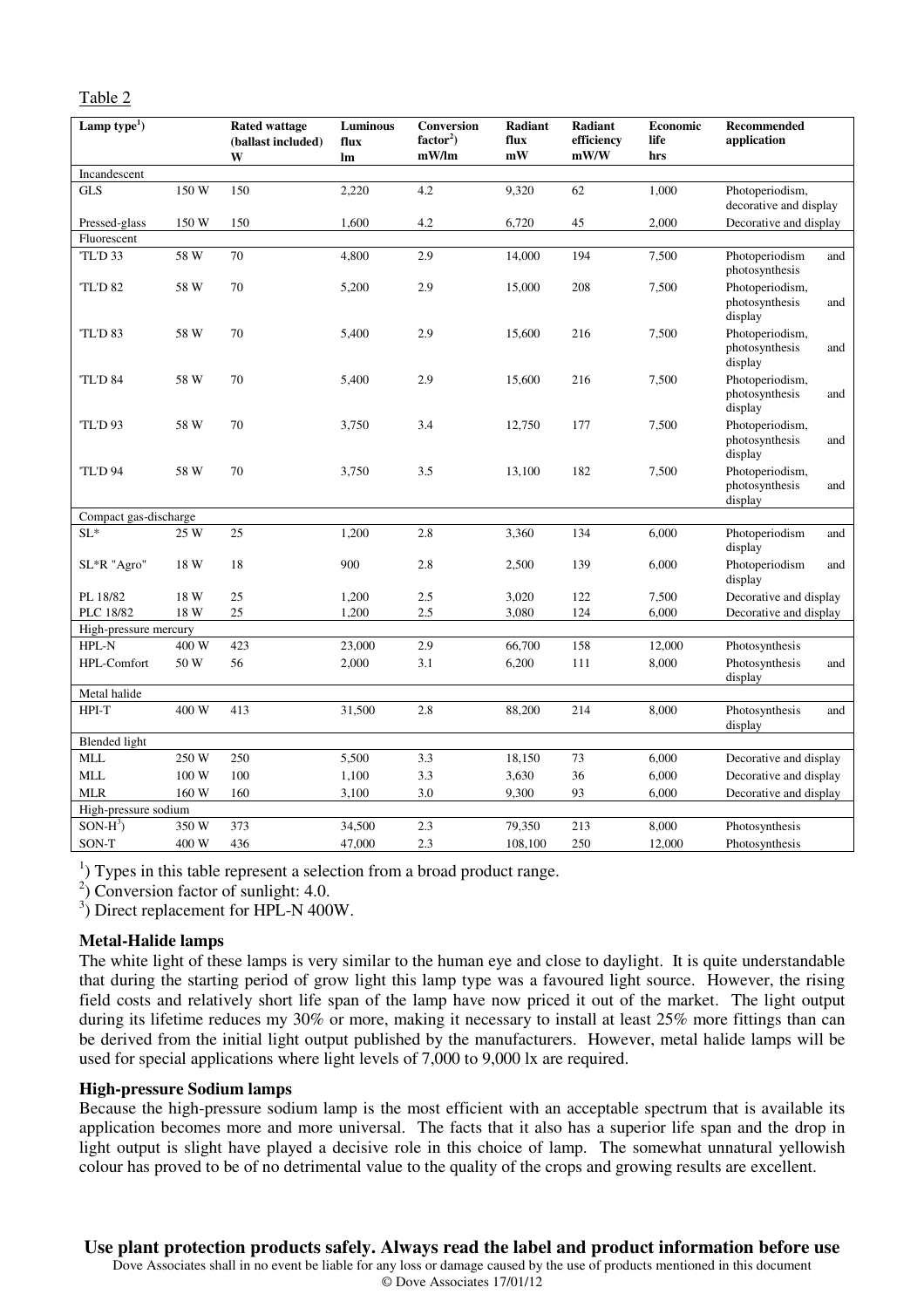Table 2

| Lamp type[1]) | | Rated wattage (ballast included) W | Luminous flux lm | Conversion factor[2]) mW/lm | Radiant flux mW | Radiant efficiency mW/W | Economic life hrs | Recommended application |
|---|---|---|---|---|---|---|---|---|
| Incandescent | | | | | | | | |
| GLS | 150 W | 150 | 2,220 | 4.2 | 9,320 | 62 | 1,000 | Photoperiodism, decorative and display |
| Pressed-glass | 150 W | 150 | 1,600 | 4.2 | 6,720 | 45 | 2,000 | Decorative and display |
| Fluorescent | | | | | | | | |
| 'TL'D 33 | 58 W | 70 | 4,800 | 2.9 | 14,000 | 194 | 7,500 | Photoperiodism and photosynthesis |
| 'TL'D 82 | 58 W | 70 | 5,200 | 2.9 | 15,000 | 208 | 7,500 | Photoperiodism, photosynthesis and display |
| 'TL'D 83 | 58 W | 70 | 5,400 | 2.9 | 15,600 | 216 | 7,500 | Photoperiodism, photosynthesis and display |
| 'TL'D 84 | 58 W | 70 | 5,400 | 2.9 | 15,600 | 216 | 7,500 | Photoperiodism, photosynthesis and display |
| 'TL'D 93 | 58 W | 70 | 3,750 | 3.4 | 12,750 | 177 | 7,500 | Photoperiodism, photosynthesis and display |
| 'TL'D 94 | 58 W | 70 | 3,750 | 3.5 | 13,100 | 182 | 7,500 | Photoperiodism, photosynthesis and display |
| Compact gas-discharge | | | | | | | | |
| SL* | 25 W | 25 | 1,200 | 2.8 | 3,360 | 134 | 6,000 | Photoperiodism and display |
| SL*R "Agro" | 18 W | 18 | 900 | 2.8 | 2,500 | 139 | 6,000 | Photoperiodism and display |
| PL 18/82 | 18 W | 25 | 1,200 | 2.5 | 3,020 | 122 | 7,500 | Decorative and display |
| PLC 18/82 | 18 W | 25 | 1,200 | 2.5 | 3,080 | 124 | 6,000 | Decorative and display |
| High-pressure mercury | | | | | | | | |
| HPL-N | 400 W | 423 | 23,000 | 2.9 | 66,700 | 158 | 12,000 | Photosynthesis |
| HPL-Comfort | 50 W | 56 | 2,000 | 3.1 | 6,200 | 111 | 8,000 | Photosynthesis and display |
| Metal halide | | | | | | | | |
| HPI-T | 400 W | 413 | 31,500 | 2.8 | 88,200 | 214 | 8,000 | Photosynthesis and display |
| Blended light | | | | | | | | |
| MLL | 250 W | 250 | 5,500 | 3.3 | 18,150 | 73 | 6,000 | Decorative and display |
| MLL | 100 W | 100 | 1,100 | 3.3 | 3,630 | 36 | 6,000 | Decorative and display |
| MLR | 160 W | 160 | 3,100 | 3.0 | 9,300 | 93 | 6,000 | Decorative and display |
| High-pressure sodium | | | | | | | | |
| SON-H[3]) | 350 W | 373 | 34,500 | 2.3 | 79,350 | 213 | 8,000 | Photosynthesis |
| SON-T | 400 W | 436 | 47,000 | 2.3 | 108,100 | 250 | 12,000 | Photosynthesis |

[1]) Types in this table represent a selection from a broad product range.
[2]) Conversion factor of sunlight: 4.0.
[3]) Direct replacement for HPL-N 400W.

**Metal-Halide lamps**

The white light of these lamps is very similar to the human eye and close to daylight. It is quite understandable that during the starting period of grow light this lamp type was a favoured light source. However, the rising field costs and relatively short life span of the lamp have now priced it out of the market. The light output during its lifetime reduces my 30% or more, making it necessary to install at least 25% more fittings than can be derived from the initial light output published by the manufacturers. However, metal halide lamps will be used for special applications where light levels of 7,000 to 9,000 lx are required.

**High-pressure Sodium lamps**

Because the high-pressure sodium lamp is the most efficient with an acceptable spectrum that is available its application becomes more and more universal. The facts that it also has a superior life span and the drop in light output is slight have played a decisive role in this choice of lamp. The somewhat unnatural yellowish colour has proved to be of no detrimental value to the quality of the crops and growing results are excellent.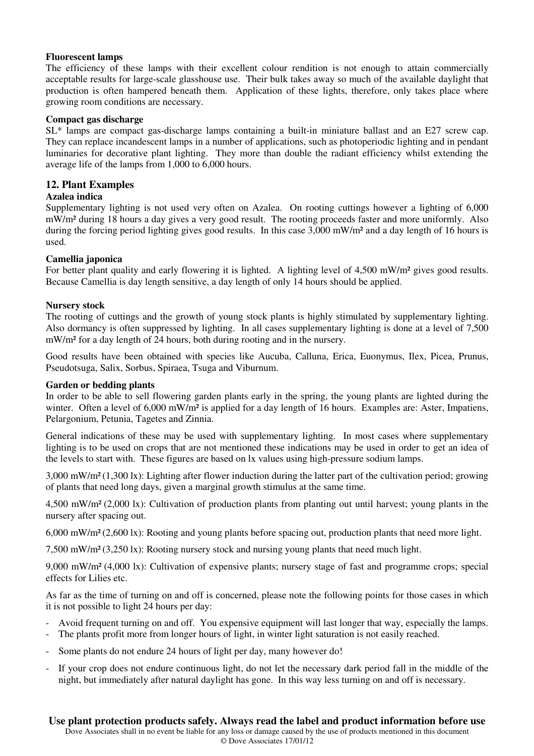**Fluorescent lamps**

The efficiency of these lamps with their excellent colour rendition is not enough to attain commercially acceptable results for large-scale glasshouse use. Their bulk takes away so much of the available daylight that production is often hampered beneath them. Application of these lights, therefore, only takes place where growing room conditions are necessary.

**Compact gas discharge**

SL* lamps are compact gas-discharge lamps containing a built-in miniature ballast and an E27 screw cap. They can replace incandescent lamps in a number of applications, such as photoperiodic lighting and in pendant luminaries for decorative plant lighting. They more than double the radiant efficiency whilst extending the average life of the lamps from 1,000 to 6,000 hours.

## 12. Plant Examples

**Azalea indica**

Supplementary lighting is not used very often on Azalea. On rooting cuttings however a lighting of 6,000 mW/m² during 18 hours a day gives a very good result. The rooting proceeds faster and more uniformly. Also during the forcing period lighting gives good results. In this case 3,000 mW/m² and a day length of 16 hours is used.

**Camellia japonica**

For better plant quality and early flowering it is lighted. A lighting level of 4,500 mW/m² gives good results. Because Camellia is day length sensitive, a day length of only 14 hours should be applied.

**Nursery stock**

The rooting of cuttings and the growth of young stock plants is highly stimulated by supplementary lighting. Also dormancy is often suppressed by lighting. In all cases supplementary lighting is done at a level of 7,500 mW/m² for a day length of 24 hours, both during rooting and in the nursery.

Good results have been obtained with species like Aucuba, Calluna, Erica, Euonymus, Ilex, Picea, Prunus, Pseudotsuga, Salix, Sorbus, Spiraea, Tsuga and Viburnum.

**Garden or bedding plants**

In order to be able to sell flowering garden plants early in the spring, the young plants are lighted during the winter. Often a level of 6,000 mW/m² is applied for a day length of 16 hours. Examples are: Aster, Impatiens, Pelargonium, Petunia, Tagetes and Zinnia.

General indications of these may be used with supplementary lighting. In most cases where supplementary lighting is to be used on crops that are not mentioned these indications may be used in order to get an idea of the levels to start with. These figures are based on lx values using high-pressure sodium lamps.

3,000 mW/m² (1,300 lx): Lighting after flower induction during the latter part of the cultivation period; growing of plants that need long days, given a marginal growth stimulus at the same time.

4,500 mW/m² (2,000 lx): Cultivation of production plants from planting out until harvest; young plants in the nursery after spacing out.

6,000 mW/m² (2,600 lx): Rooting and young plants before spacing out, production plants that need more light.

7,500 mW/m² (3,250 lx): Rooting nursery stock and nursing young plants that need much light.

9,000 mW/m² (4,000 lx): Cultivation of expensive plants; nursery stage of fast and programme crops; special effects for Lilies etc.

As far as the time of turning on and off is concerned, please note the following points for those cases in which it is not possible to light 24 hours per day:

- Avoid frequent turning on and off. You expensive equipment will last longer that way, especially the lamps.
- The plants profit more from longer hours of light, in winter light saturation is not easily reached.
- Some plants do not endure 24 hours of light per day, many however do!
- If your crop does not endure continuous light, do not let the necessary dark period fall in the middle of the night, but immediately after natural daylight has gone. In this way less turning on and off is necessary.

**Use plant protection products safely. Always read the label and product information before use**

Dove Associates shall in no event be liable for any loss or damage caused by the use of products mentioned in this document

© Dove Associates 17/01/12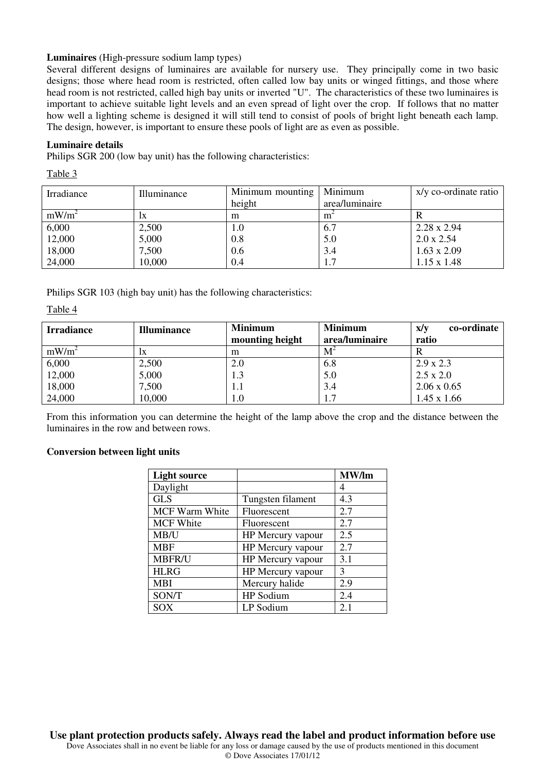**Luminaires** (High-pressure sodium lamp types)

Several different designs of luminaires are available for nursery use. They principally come in two basic designs; those where head room is restricted, often called low bay units or winged fittings, and those where head room is not restricted, called high bay units or inverted "U". The characteristics of these two luminaires is important to achieve suitable light levels and an even spread of light over the crop. If follows that no matter how well a lighting scheme is designed it will still tend to consist of pools of bright light beneath each lamp. The design, however, is important to ensure these pools of light are as even as possible.

**Luminaire details**

Philips SGR 200 (low bay unit) has the following characteristics:

Table 3

| Irradiance | Illuminance | Minimum mounting height | Minimum area/luminaire | x/y co-ordinate ratio |
|---|---|---|---|---|
| $mW/m^2$ | lx | m | $m^2$ | R |
| 6,000 | 2,500 | 1.0 | 6.7 | 2.28 x 2.94 |
| 12,000 | 5,000 | 0.8 | 5.0 | 2.0 x 2.54 |
| 18,000 | 7,500 | 0.6 | 3.4 | 1.63 x 2.09 |
| 24,000 | 10,000 | 0.4 | 1.7 | 1.15 x 1.48 |

Philips SGR 103 (high bay unit) has the following characteristics:

Table 4

| **Irradiance** | **Illuminance** | **Minimum mounting height** | **Minimum area/luminaire** | **x/y co-ordinate ratio** |
|---|---|---|---|---|
| $mW/m^2$ | lx | m | $M^2$ | R |
| 6,000 | 2,500 | 2.0 | 6.8 | 2.9 x 2.3 |
| 12,000 | 5,000 | 1.3 | 5.0 | 2.5 x 2.0 |
| 18,000 | 7,500 | 1.1 | 3.4 | 2.06 x 0.65 |
| 24,000 | 10,000 | 1.0 | 1.7 | 1.45 x 1.66 |

From this information you can determine the height of the lamp above the crop and the distance between the luminaires in the row and between rows.

**Conversion between light units**

| **Light source** | | **MW/lm** |
|---|---|---|
| Daylight | | 4 |
| GLS | Tungsten filament | 4.3 |
| MCF Warm White | Fluorescent | 2.7 |
| MCF White | Fluorescent | 2.7 |
| MB/U | HP Mercury vapour | 2.5 |
| MBF | HP Mercury vapour | 2.7 |
| MBFR/U | HP Mercury vapour | 3.1 |
| HLRG | HP Mercury vapour | 3 |
| MBI | Mercury halide | 2.9 |
| SON/T | HP Sodium | 2.4 |
| SOX | LP Sodium | 2.1 |

**Use plant protection products safely. Always read the label and product information before use**

Dove Associates shall in no event be liable for any loss or damage caused by the use of products mentioned in this document

© Dove Associates 17/01/12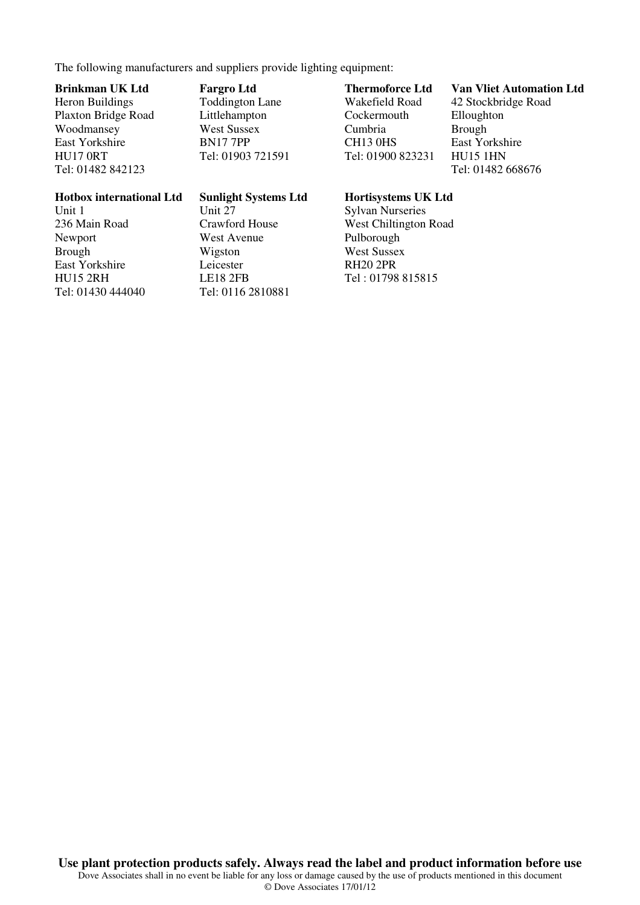The following manufacturers and suppliers provide lighting equipment:

**Brinkman UK Ltd**
Heron Buildings
Plaxton Bridge Road
Woodmansey
East Yorkshire
HU17 0RT
Tel: 01482 842123

**Fargro Ltd**
Toddington Lane
Littlehampton
West Sussex
BN17 7PP
Tel: 01903 721591

**Thermoforce Ltd**
Wakefield Road
Cockermouth
Cumbria
CH13 0HS
Tel: 01900 823231

**Van Vliet Automation Ltd**
42 Stockbridge Road
Elloughton
Brough
East Yorkshire
HU15 1HN
Tel: 01482 668676

**Hotbox international Ltd**
Unit 1
236 Main Road
Newport
Brough
East Yorkshire
HU15 2RH
Tel: 01430 444040

**Sunlight Systems Ltd**
Unit 27
Crawford House
West Avenue
Wigston
Leicester
LE18 2FB
Tel: 0116 2810881

**Hortisystems UK Ltd**
Sylvan Nurseries
West Chiltington Road
Pulborough
West Sussex
RH20 2PR
Tel : 01798 815815

**Use plant protection products safely. Always read the label and product information before use**

Dove Associates shall in no event be liable for any loss or damage caused by the use of products mentioned in this document

© Dove Associates 17/01/12